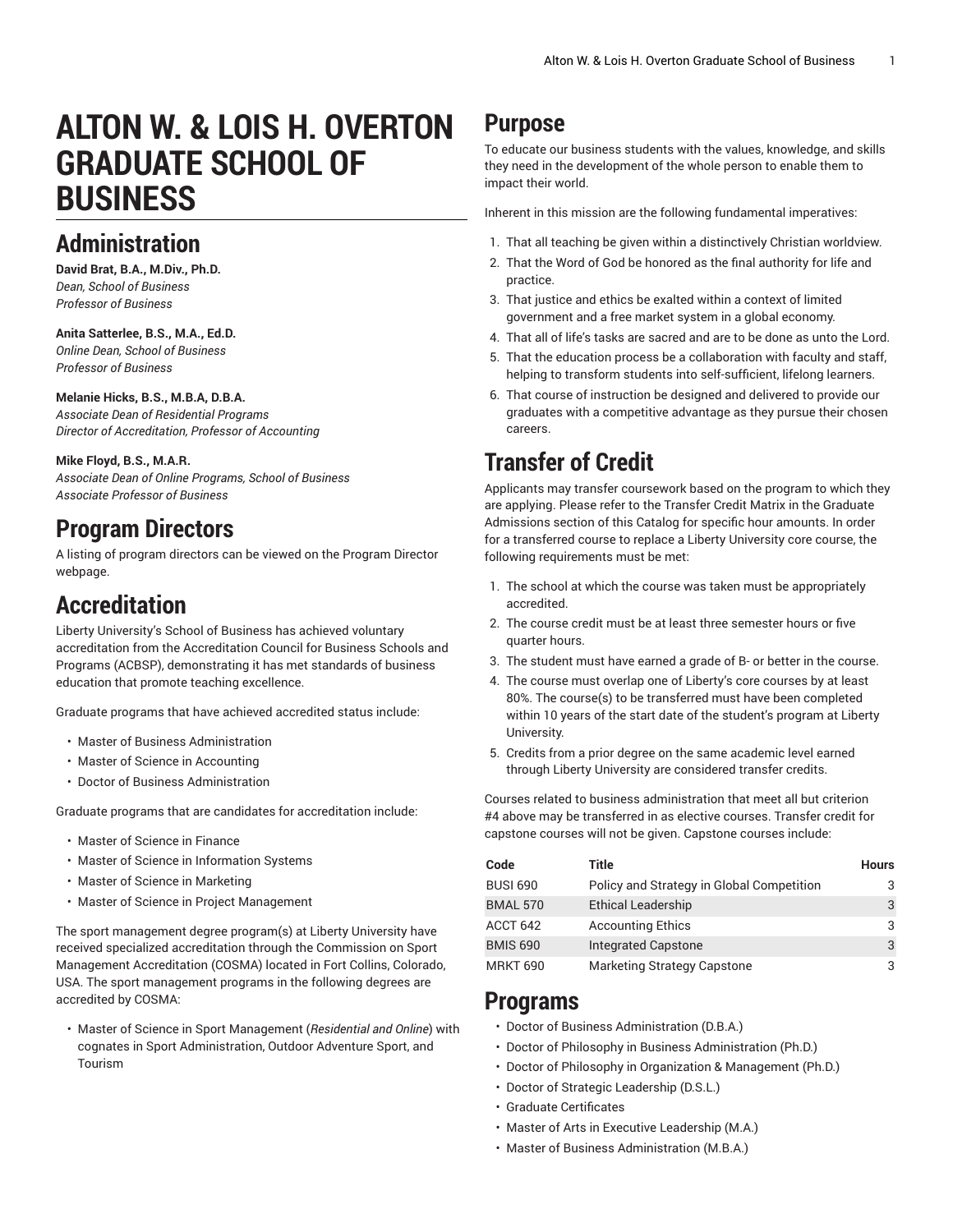# ALTON W. & LOIS H. OVERTON GRADUATE SCHOOL OF BUSINESS

## Administration

**David Brat, B.A., M.Div., Ph.D.**
*Dean, School of Business*
*Professor of Business*

**Anita Satterlee, B.S., M.A., Ed.D.**
*Online Dean, School of Business*
*Professor of Business*

**Melanie Hicks, B.S., M.B.A, D.B.A.**
*Associate Dean of Residential Programs*
*Director of Accreditation, Professor of Accounting*

**Mike Floyd, B.S., M.A.R.**
*Associate Dean of Online Programs, School of Business*
*Associate Professor of Business*

## Program Directors

A listing of program directors can be viewed on the Program Director webpage.

## Accreditation

Liberty University's School of Business has achieved voluntary accreditation from the Accreditation Council for Business Schools and Programs (ACBSP), demonstrating it has met standards of business education that promote teaching excellence.

Graduate programs that have achieved accredited status include:

- Master of Business Administration
- Master of Science in Accounting
- Doctor of Business Administration

Graduate programs that are candidates for accreditation include:

- Master of Science in Finance
- Master of Science in Information Systems
- Master of Science in Marketing
- Master of Science in Project Management

The sport management degree program(s) at Liberty University have received specialized accreditation through the Commission on Sport Management Accreditation (COSMA) located in Fort Collins, Colorado, USA. The sport management programs in the following degrees are accredited by COSMA:

- Master of Science in Sport Management (*Residential and Online*) with cognates in Sport Administration, Outdoor Adventure Sport, and Tourism

## Purpose

To educate our business students with the values, knowledge, and skills they need in the development of the whole person to enable them to impact their world.

Inherent in this mission are the following fundamental imperatives:

1. That all teaching be given within a distinctively Christian worldview.
2. That the Word of God be honored as the final authority for life and practice.
3. That justice and ethics be exalted within a context of limited government and a free market system in a global economy.
4. That all of life's tasks are sacred and are to be done as unto the Lord.
5. That the education process be a collaboration with faculty and staff, helping to transform students into self-sufficient, lifelong learners.
6. That course of instruction be designed and delivered to provide our graduates with a competitive advantage as they pursue their chosen careers.

## Transfer of Credit

Applicants may transfer coursework based on the program to which they are applying. Please refer to the Transfer Credit Matrix in the Graduate Admissions section of this Catalog for specific hour amounts. In order for a transferred course to replace a Liberty University core course, the following requirements must be met:

1. The school at which the course was taken must be appropriately accredited.
2. The course credit must be at least three semester hours or five quarter hours.
3. The student must have earned a grade of B- or better in the course.
4. The course must overlap one of Liberty's core courses by at least 80%. The course(s) to be transferred must have been completed within 10 years of the start date of the student's program at Liberty University.
5. Credits from a prior degree on the same academic level earned through Liberty University are considered transfer credits.

Courses related to business administration that meet all but criterion #4 above may be transferred in as elective courses. Transfer credit for capstone courses will not be given. Capstone courses include:

| Code | Title | Hours |
|---|---|---|
| BUSI 690 | Policy and Strategy in Global Competition | 3 |
| BMAL 570 | Ethical Leadership | 3 |
| ACCT 642 | Accounting Ethics | 3 |
| BMIS 690 | Integrated Capstone | 3 |
| MRKT 690 | Marketing Strategy Capstone | 3 |

## Programs

- Doctor of Business Administration (D.B.A.)
- Doctor of Philosophy in Business Administration (Ph.D.)
- Doctor of Philosophy in Organization & Management (Ph.D.)
- Doctor of Strategic Leadership (D.S.L.)
- Graduate Certificates
- Master of Arts in Executive Leadership (M.A.)
- Master of Business Administration (M.B.A.)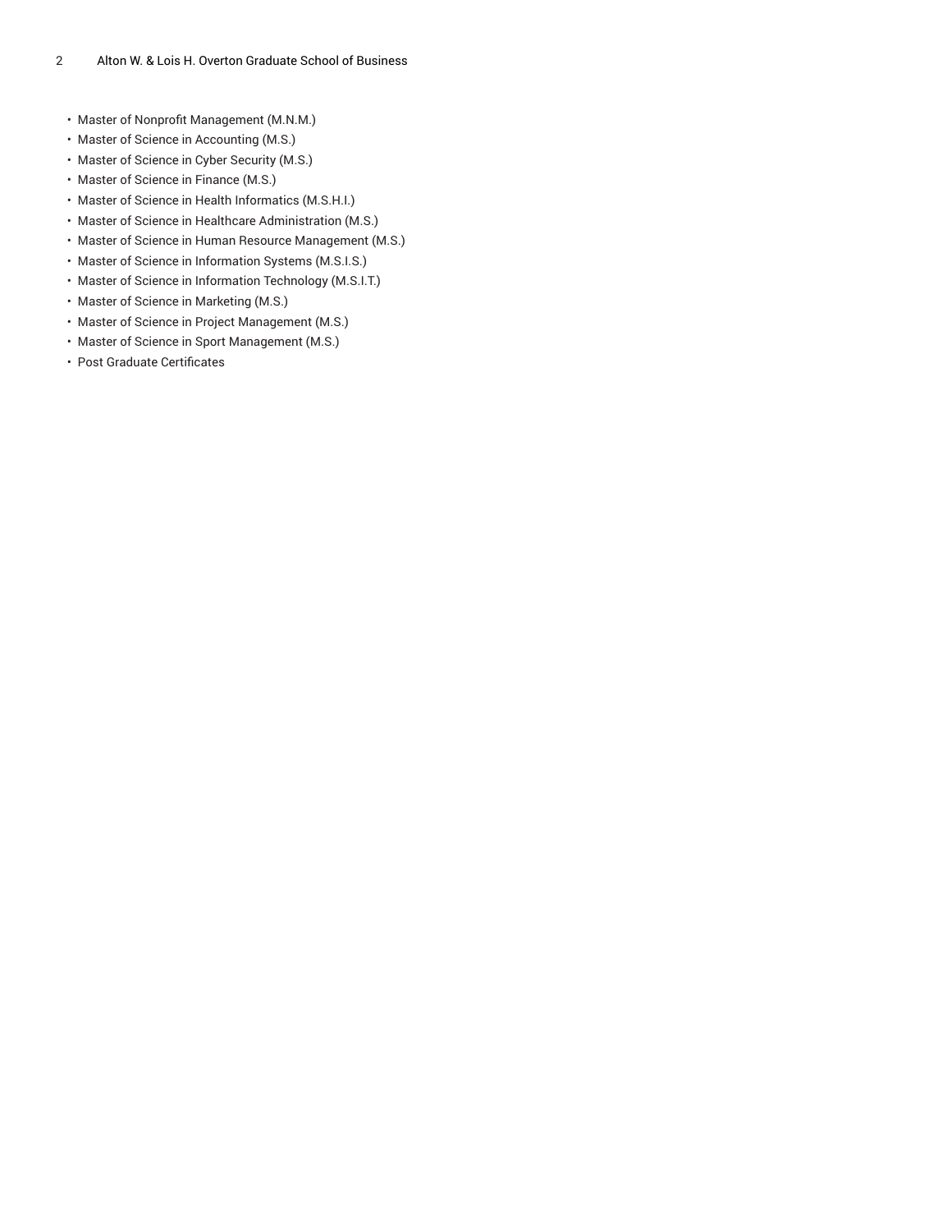- Master of Nonprofit Management (M.N.M.)
- Master of Science in Accounting (M.S.)
- Master of Science in Cyber Security (M.S.)
- Master of Science in Finance (M.S.)
- Master of Science in Health Informatics (M.S.H.I.)
- Master of Science in Healthcare Administration (M.S.)
- Master of Science in Human Resource Management (M.S.)
- Master of Science in Information Systems (M.S.I.S.)
- Master of Science in Information Technology (M.S.I.T.)
- Master of Science in Marketing (M.S.)
- Master of Science in Project Management (M.S.)
- Master of Science in Sport Management (M.S.)
- Post Graduate Certificates